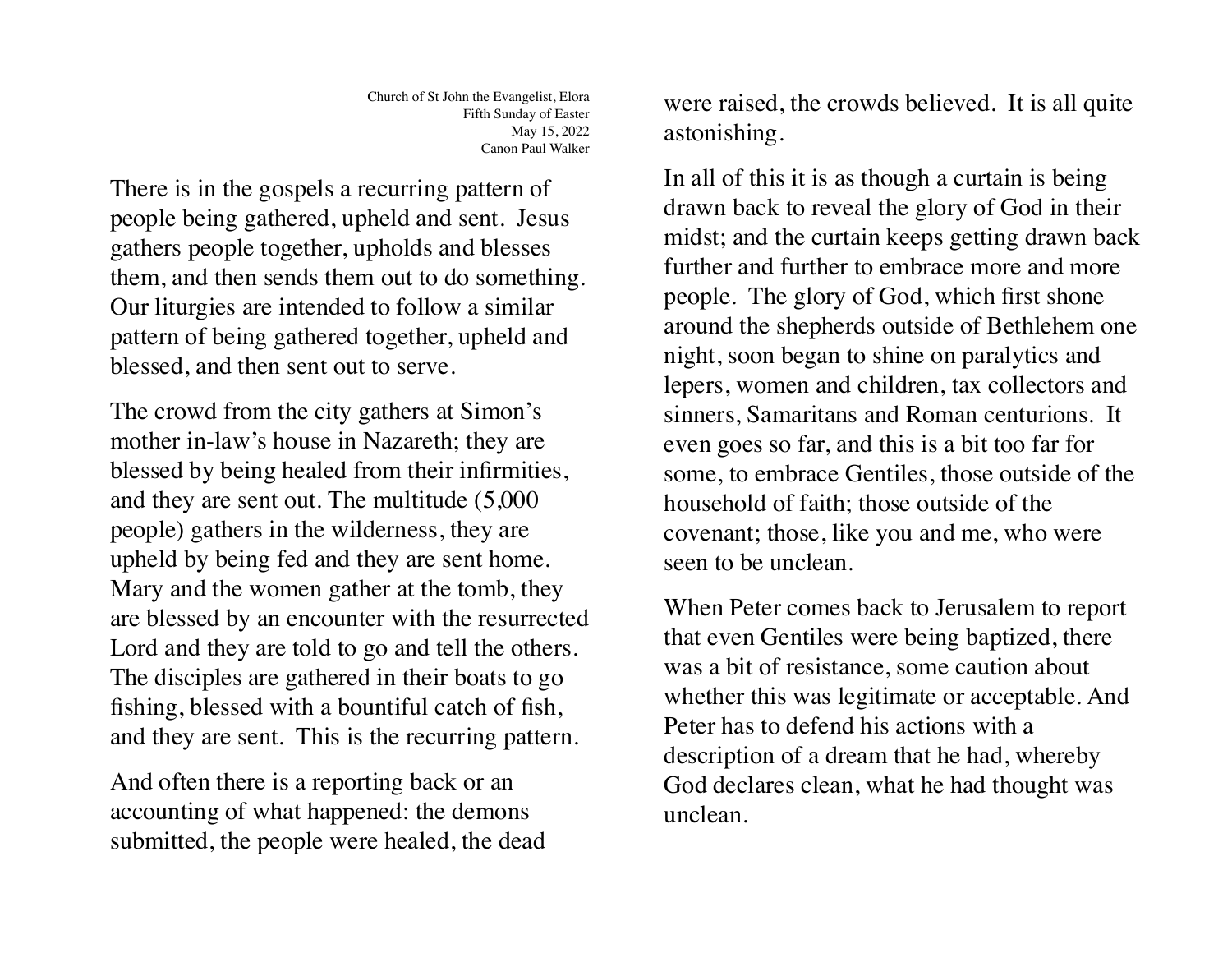Church of St John the Evangelist, Elora
Fifth Sunday of Easter
May 15, 2022
Canon Paul Walker

There is in the gospels a recurring pattern of people being gathered, upheld and sent. Jesus gathers people together, upholds and blesses them, and then sends them out to do something. Our liturgies are intended to follow a similar pattern of being gathered together, upheld and blessed, and then sent out to serve.

The crowd from the city gathers at Simon's mother in-law's house in Nazareth; they are blessed by being healed from their infirmities, and they are sent out. The multitude (5,000 people) gathers in the wilderness, they are upheld by being fed and they are sent home. Mary and the women gather at the tomb, they are blessed by an encounter with the resurrected Lord and they are told to go and tell the others. The disciples are gathered in their boats to go fishing, blessed with a bountiful catch of fish, and they are sent. This is the recurring pattern.

And often there is a reporting back or an accounting of what happened: the demons submitted, the people were healed, the dead were raised, the crowds believed. It is all quite astonishing.

In all of this it is as though a curtain is being drawn back to reveal the glory of God in their midst; and the curtain keeps getting drawn back further and further to embrace more and more people. The glory of God, which first shone around the shepherds outside of Bethlehem one night, soon began to shine on paralytics and lepers, women and children, tax collectors and sinners, Samaritans and Roman centurions. It even goes so far, and this is a bit too far for some, to embrace Gentiles, those outside of the household of faith; those outside of the covenant; those, like you and me, who were seen to be unclean.

When Peter comes back to Jerusalem to report that even Gentiles were being baptized, there was a bit of resistance, some caution about whether this was legitimate or acceptable. And Peter has to defend his actions with a description of a dream that he had, whereby God declares clean, what he had thought was unclean.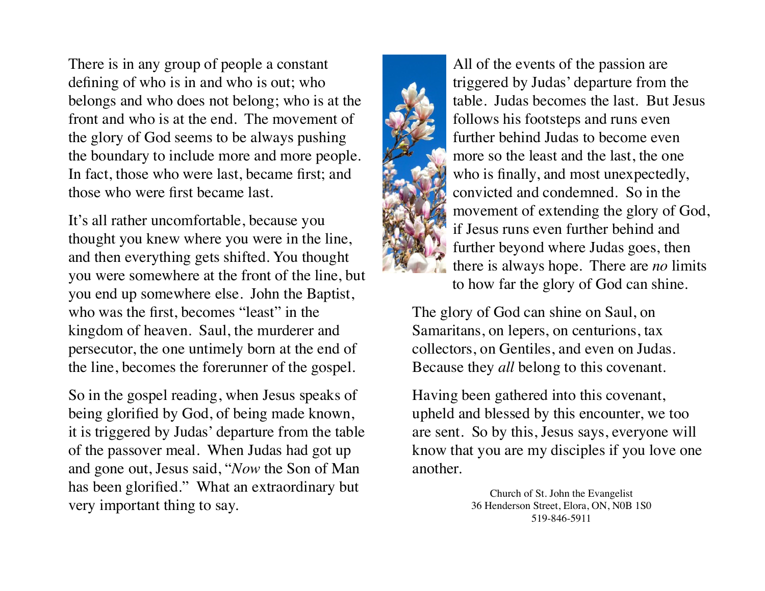There is in any group of people a constant defining of who is in and who is out; who belongs and who does not belong; who is at the front and who is at the end. The movement of the glory of God seems to be always pushing the boundary to include more and more people. In fact, those who were last, became first; and those who were first became last.

It's all rather uncomfortable, because you thought you knew where you were in the line, and then everything gets shifted. You thought you were somewhere at the front of the line, but you end up somewhere else. John the Baptist, who was the first, becomes "least" in the kingdom of heaven. Saul, the murderer and persecutor, the one untimely born at the end of the line, becomes the forerunner of the gospel.

So in the gospel reading, when Jesus speaks of being glorified by God, of being made known, it is triggered by Judas' departure from the table of the passover meal. When Judas had got up and gone out, Jesus said, "*Now* the Son of Man has been glorified." What an extraordinary but very important thing to say.

All of the events of the passion are triggered by Judas' departure from the table. Judas becomes the last. But Jesus follows his footsteps and runs even further behind Judas to become even more so the least and the last, the one who is finally, and most unexpectedly, convicted and condemned. So in the movement of extending the glory of God, if Jesus runs even further behind and further beyond where Judas goes, then there is always hope. There are *no* limits to how far the glory of God can shine.

The glory of God can shine on Saul, on Samaritans, on lepers, on centurions, tax collectors, on Gentiles, and even on Judas. Because they *all* belong to this covenant.

Having been gathered into this covenant, upheld and blessed by this encounter, we too are sent. So by this, Jesus says, everyone will know that you are my disciples if you love one another.

Church of St. John the Evangelist
36 Henderson Street, Elora, ON, N0B 1S0
519-846-5911